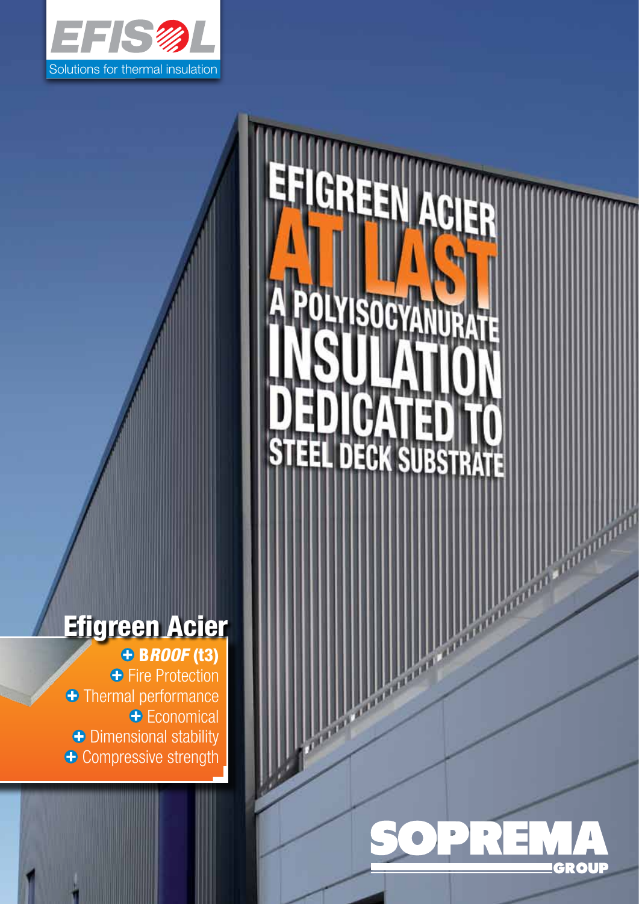EFISOL

Solutions for thermal insulation

# EFIGREEN ACIER

# AT LAST

## A POLYISOCYANURATE INSULATION DEDICATED TO STEEL DECK SUBSTRATE

## Efigreen Acier

- **B*ROOF* (t3)**
- Fire Protection
- Thermal performance
- Economical
- Dimensional stability
- Compressive strength

SOPREMA GROUP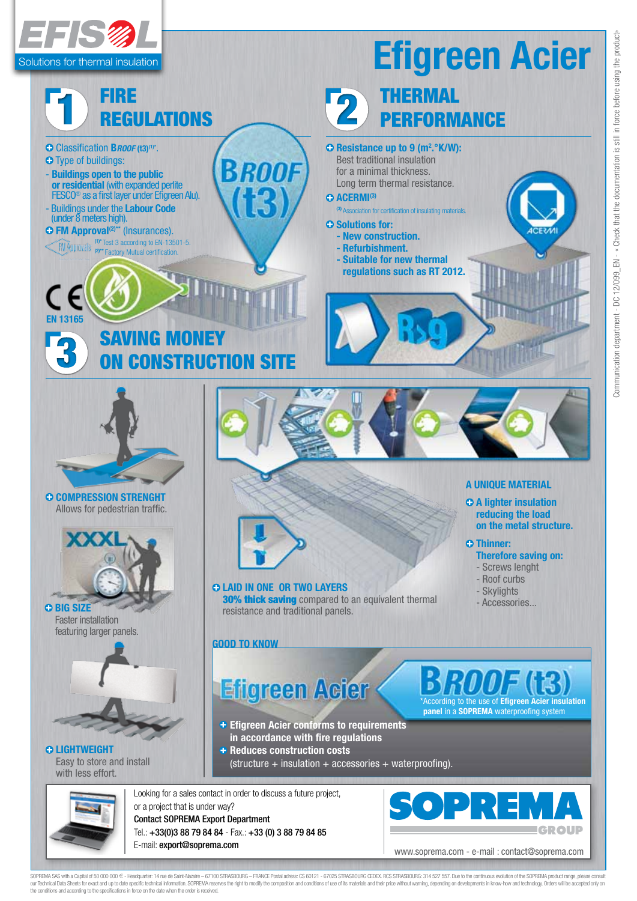EFISOL
Solutions for thermal insulation

# Efigreen Acier

## 1 FIRE REGULATIONS

- Classification BROOF (t3)[(1)*].
- Type of buildings:
  - **Buildings open to the public or residential** (with expanded perlite FESCO® as a first layer under Efigreen Alu).
  - Buildings under the **Labour Code** (under 8 meters high).
- FM Approval[(2)**] (Insurances).

[(1)*] Test 3 according to EN-13501-5.
[(2)**] Factory Mutual certification.

BROOF (t3)

CE
EN 13165

## 2 THERMAL PERFORMANCE

- **Resistance up to 9 (m².°K/W):**
  Best traditional insulation for a minimal thickness.
  Long term thermal resistance.
- **ACERMI[(3)]**

[(3)] Association for certification of insulating materials.

- **Solutions for:**
  - **New construction.**
  - **Refurbishment.**
  - **Suitable for new thermal regulations such as RT 2012.**

ACERMI

R>9

## 3 SAVING MONEY ON CONSTRUCTION SITE

- **COMPRESSION STRENGHT**
  Allows for pedestrian traffic.

XXXL

- **BIG SIZE**
  Faster installation featuring larger panels.
- **LIGHTWEIGHT**
  Easy to store and install with less effort.
- **LAID IN ONE OR TWO LAYERS**
  **30% thick saving** compared to an equivalent thermal resistance and traditional panels.

**A UNIQUE MATERIAL**

- **A lighter insulation reducing the load on the metal structure.**
- **Thinner:**
  **Therefore saving on:**
  - Screws lenght
  - Roof curbs
  - Skylights
  - Accessories...

**GOOD TO KNOW**

Efigreen Acier

BROOF (t3)*
*According to the use of **Efigreen Acier insulation panel** in a **SOPREMA** waterproofing system

- **Efigreen Acier conforms to requirements in accordance with fire regulations**
- **Reduces construction costs**
  (structure + insulation + accessories + waterproofing).

Looking for a sales contact in order to discuss a future project, or a project that is under way?
Contact SOPREMA Export Department
Tel.: **+33(0)3 88 79 84 84** - Fax.: **+33 (0) 3 88 79 84 85**
E-mail: **export@soprema.com**

SOPREMA GROUP
www.soprema.com - e-mail : contact@soprema.com

Communication department - DC 12/099_EN - « Check that the documentation is still in force before using the product»

SOPREMA SAS with a Capital of 50 000 000 € - Headquarter: 14 rue de Saint-Nazaire – 67100 STRASBOURG – FRANCE Postal adress: CS 60121 - 67025 STRASBOURG CEDEX. RCS STRASBOURG: 314 527 557. Due to the continuous evolution of the SOPREMA product range, please consult our Technical Data Sheets for exact and up to date specific technical information. SOPREMA reserves the right to modify the composition and conditions of use of its materials and their price without warning, depending on developments in know-how and technology. Orders will be accepted only on the conditions and according to the specifications in force on the date when the order is received.